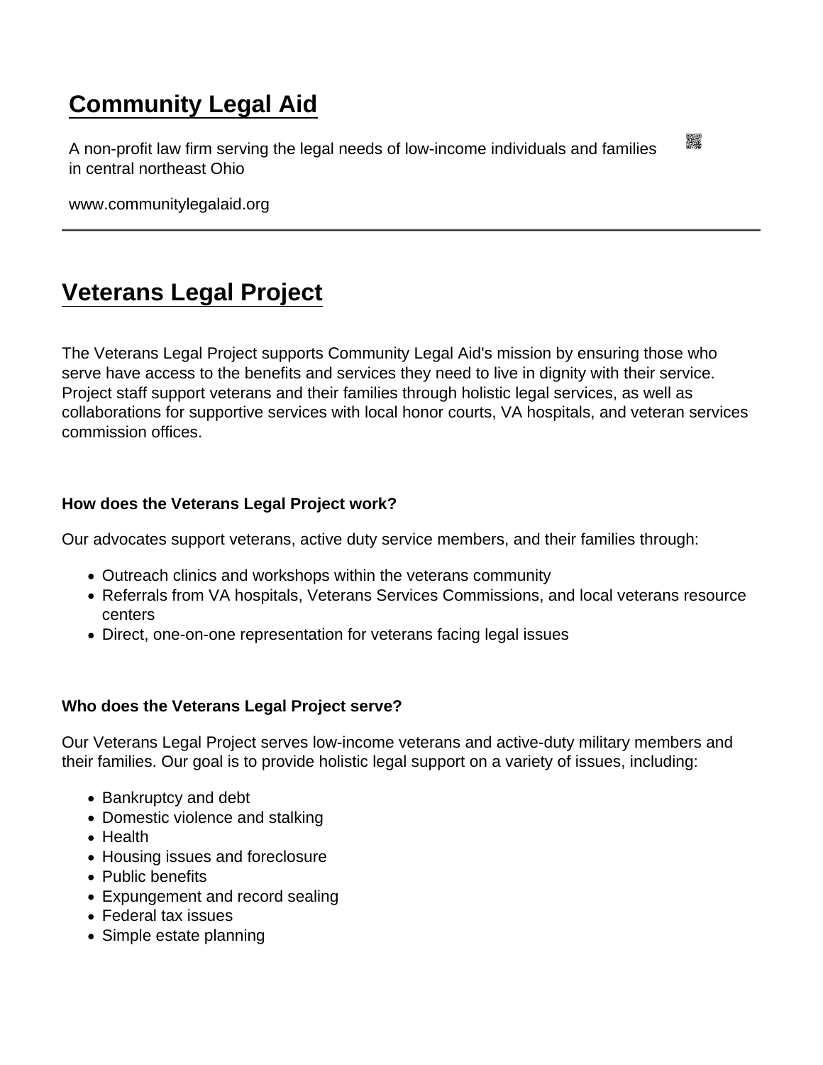# Community Legal Aid

A non-profit law firm serving the legal needs of low-income individuals and families in central northeast Ohio

www.communitylegalaid.org

---

## Veterans Legal Project

The Veterans Legal Project supports Community Legal Aid's mission by ensuring those who serve have access to the benefits and services they need to live in dignity with their service. Project staff support veterans and their families through holistic legal services, as well as collaborations for supportive services with local honor courts, VA hospitals, and veteran services commission offices.

**How does the Veterans Legal Project work?**

Our advocates support veterans, active duty service members, and their families through:

- Outreach clinics and workshops within the veterans community
- Referrals from VA hospitals, Veterans Services Commissions, and local veterans resource centers
- Direct, one-on-one representation for veterans facing legal issues

**Who does the Veterans Legal Project serve?**

Our Veterans Legal Project serves low-income veterans and active-duty military members and their families. Our goal is to provide holistic legal support on a variety of issues, including:

- Bankruptcy and debt
- Domestic violence and stalking
- Health
- Housing issues and foreclosure
- Public benefits
- Expungement and record sealing
- Federal tax issues
- Simple estate planning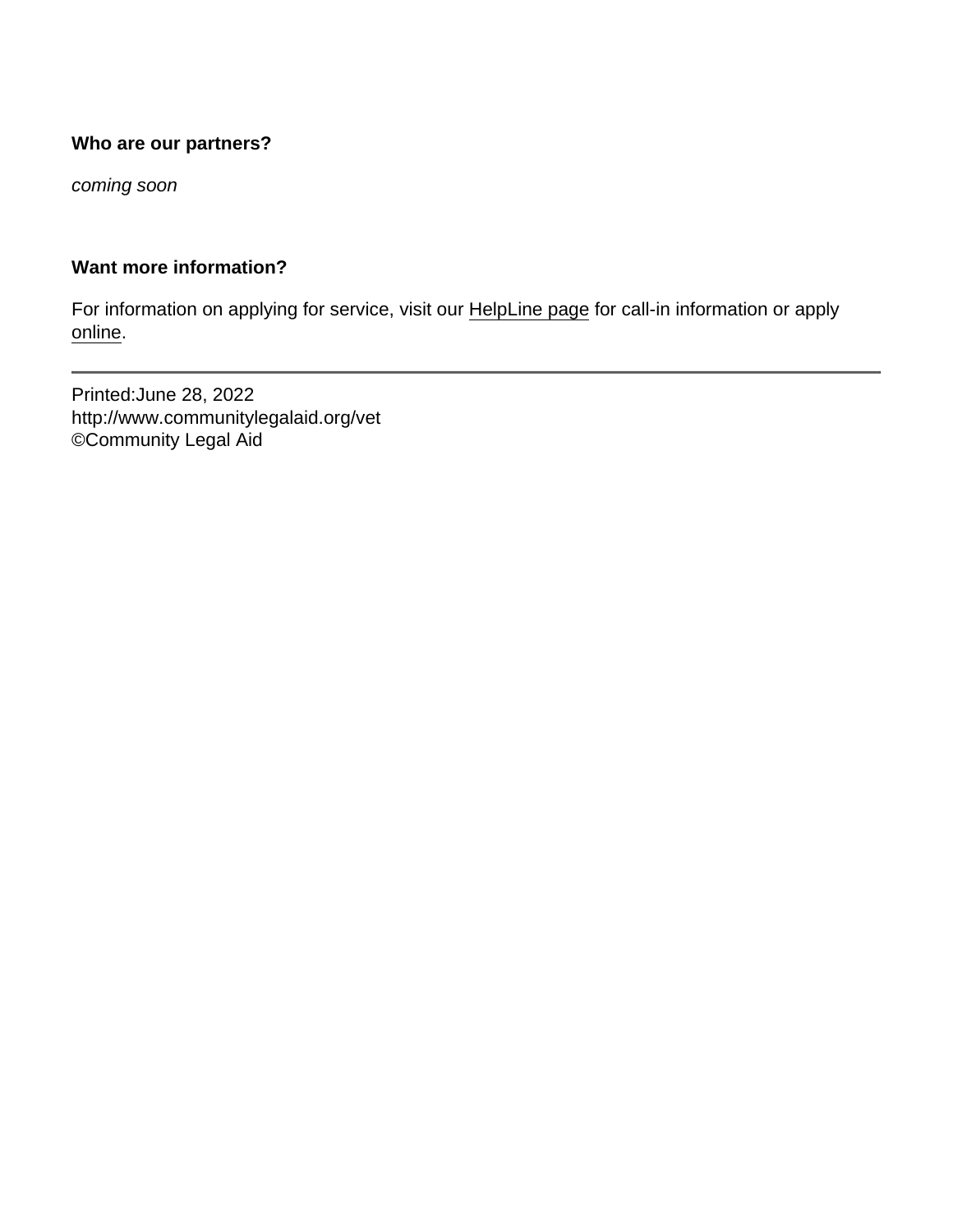**Who are our partners?**

*coming soon*

**Want more information?**

For information on applying for service, visit our HelpLine page for call-in information or apply online.

---

Printed:June 28, 2022
http://www.communitylegalaid.org/vet
©Community Legal Aid